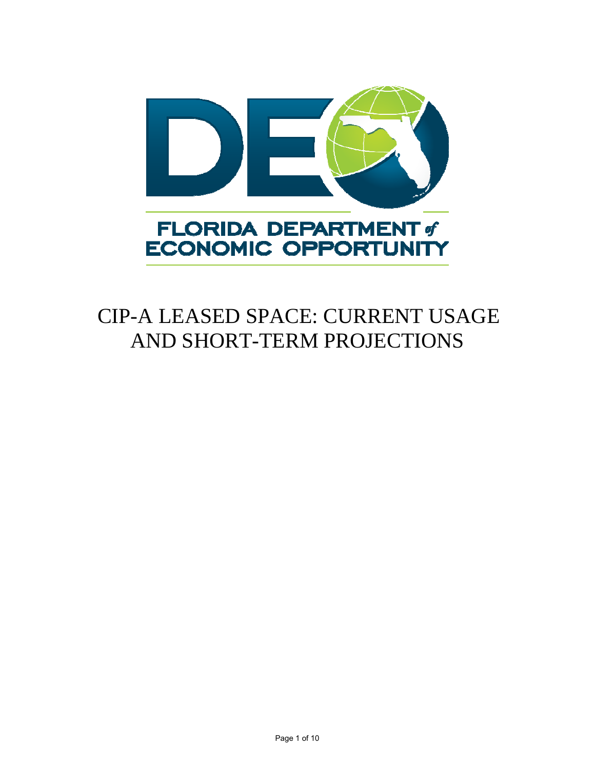FLORIDA DEPARTMENT of ECONOMIC OPPORTUNITY

# CIP-A LEASED SPACE: CURRENT USAGE AND SHORT-TERM PROJECTIONS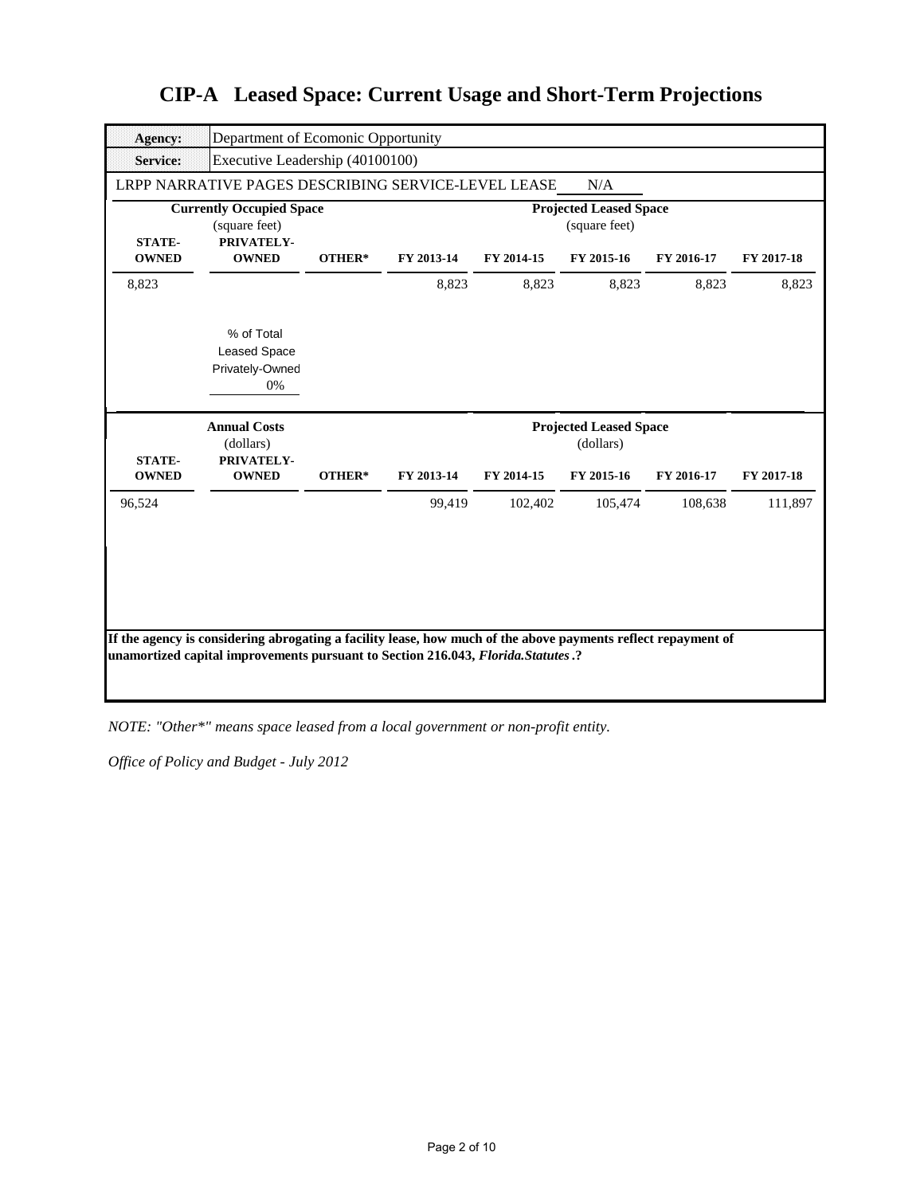# CIP-A Leased Space: Current Usage and Short-Term Projections

| **Agency:** | Department of Ecomonic Opportunity |
|---|---|
| **Service:** | Executive Leadership (40100100) |

LRPP NARRATIVE PAGES DESCRIBING SERVICE-LEVEL LEASE N/A

| **Currently Occupied Space** (square feet) | | | **Projected Leased Space** (square feet) | | | | |
|---|---|---|---|---|---|---|---|
| **STATE-OWNED** | **PRIVATELY-OWNED** | **OTHER*** | **FY 2013-14** | **FY 2014-15** | **FY 2015-16** | **FY 2016-17** | **FY 2017-18** |
| 8,823 | | | 8,823 | 8,823 | 8,823 | 8,823 | 8,823 |

% of Total Leased Space Privately-Owned: 0%

| **Annual Costs** (dollars) | | | **Projected Leased Space** (dollars) | | | | |
|---|---|---|---|---|---|---|---|
| **STATE-OWNED** | **PRIVATELY-OWNED** | **OTHER*** | **FY 2013-14** | **FY 2014-15** | **FY 2015-16** | **FY 2016-17** | **FY 2017-18** |
| 96,524 | | | 99,419 | 102,402 | 105,474 | 108,638 | 111,897 |

**If the agency is considering abrogating a facility lease, how much of the above payments reflect repayment of unamortized capital improvements pursuant to Section 216.043, *Florida.Statutes*.?**

*NOTE: "Other*" means space leased from a local government or non-profit entity.*

*Office of Policy and Budget - July 2012*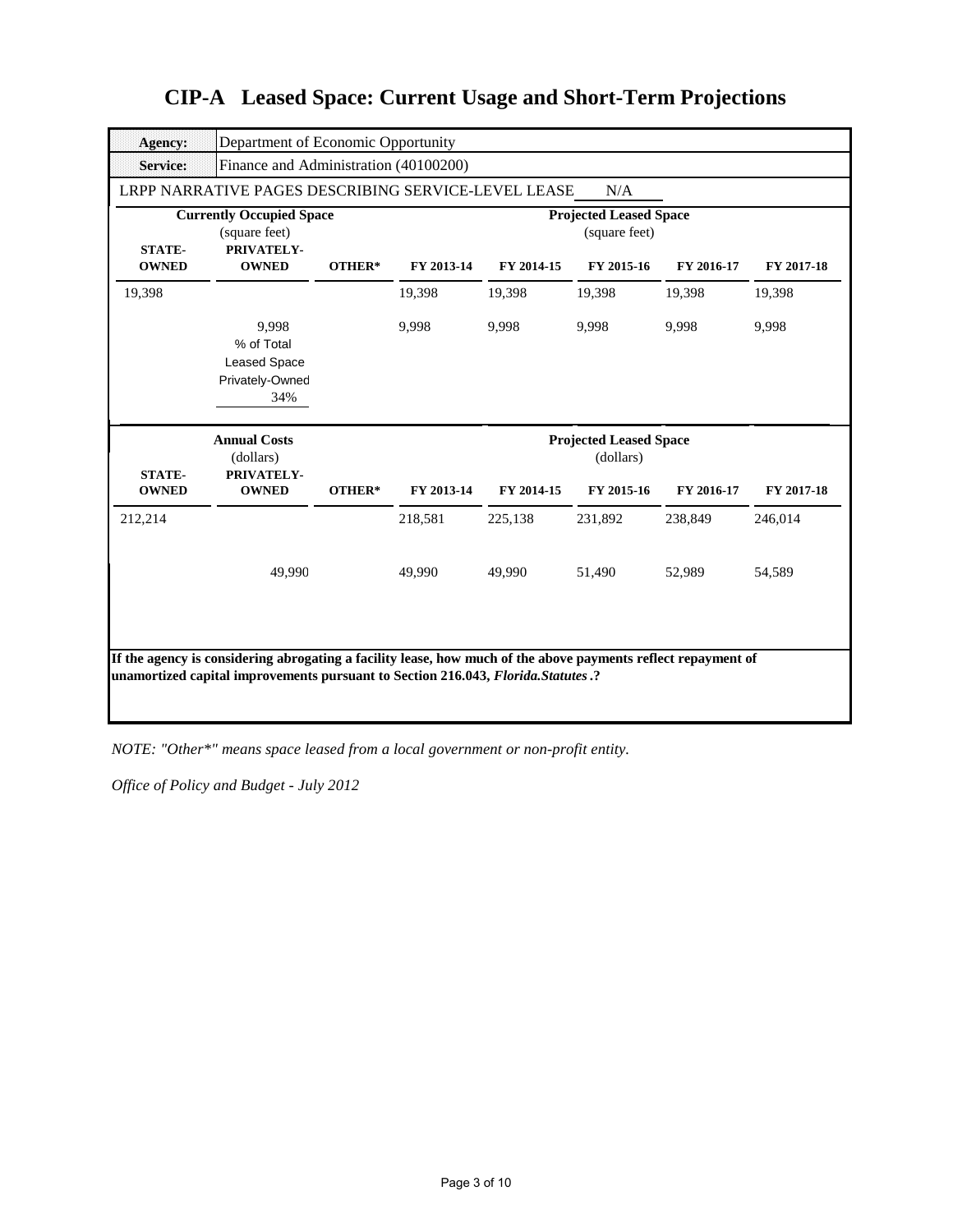# CIP-A Leased Space: Current Usage and Short-Term Projections

| **Agency:** | Department of Economic Opportunity | | | | | | |
|---|---|---|---|---|---|---|---|
| **Service:** | Finance and Administration (40100200) | | | | | | |
| LRPP NARRATIVE PAGES DESCRIBING SERVICE-LEVEL LEASE | | | | | N/A | | |

| **Currently Occupied Space** (square feet) | | | **Projected Leased Space** (square feet) | | | | |
|---|---|---|---|---|---|---|---|
| **STATE-OWNED** | **PRIVATELY-OWNED** | **OTHER*** | **FY 2013-14** | **FY 2014-15** | **FY 2015-16** | **FY 2016-17** | **FY 2017-18** |
| 19,398 | | | 19,398 | 19,398 | 19,398 | 19,398 | 19,398 |
| | 9,998 | | 9,998 | 9,998 | 9,998 | 9,998 | 9,998 |
| | % of Total Leased Space Privately-Owned 34% | | | | | | |

| **Annual Costs** (dollars) | | | **Projected Leased Space** (dollars) | | | | |
|---|---|---|---|---|---|---|---|
| **STATE-OWNED** | **PRIVATELY-OWNED** | **OTHER*** | **FY 2013-14** | **FY 2014-15** | **FY 2015-16** | **FY 2016-17** | **FY 2017-18** |
| 212,214 | | | 218,581 | 225,138 | 231,892 | 238,849 | 246,014 |
| | 49,990 | | 49,990 | 49,990 | 51,490 | 52,989 | 54,589 |

**If the agency is considering abrogating a facility lease, how much of the above payments reflect repayment of unamortized capital improvements pursuant to Section 216.043, *Florida.Statutes*.?**

*NOTE: "Other*" means space leased from a local government or non-profit entity.*

*Office of Policy and Budget - July 2012*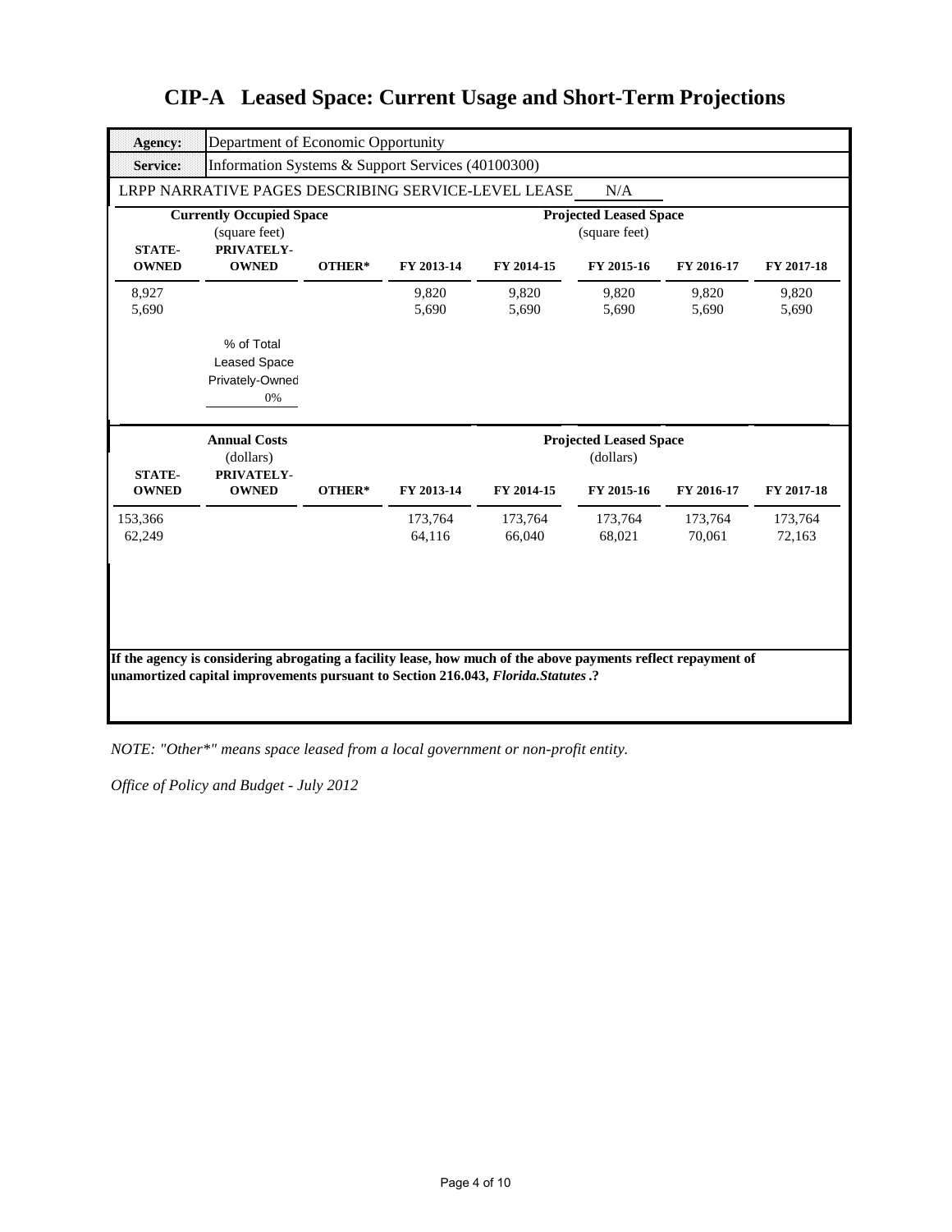# CIP-A Leased Space: Current Usage and Short-Term Projections

| **Agency:** | Department of Economic Opportunity |
|---|---|
| **Service:** | Information Systems & Support Services (40100300) |

LRPP NARRATIVE PAGES DESCRIBING SERVICE-LEVEL LEASE: N/A

| **Currently Occupied Space** (square feet) | | | **Projected Leased Space** (square feet) | | | | |
|---|---|---|---|---|---|---|---|
| **STATE-OWNED** | **PRIVATELY-OWNED** | **OTHER*** | **FY 2013-14** | **FY 2014-15** | **FY 2015-16** | **FY 2016-17** | **FY 2017-18** |
| 8,927 | | | 9,820 | 9,820 | 9,820 | 9,820 | 9,820 |
| 5,690 | | | 5,690 | 5,690 | 5,690 | 5,690 | 5,690 |

% of Total Leased Space Privately-Owned: 0%

| **Annual Costs** (dollars) | | | **Projected Leased Space** (dollars) | | | | |
|---|---|---|---|---|---|---|---|
| **STATE-OWNED** | **PRIVATELY-OWNED** | **OTHER*** | **FY 2013-14** | **FY 2014-15** | **FY 2015-16** | **FY 2016-17** | **FY 2017-18** |
| 153,366 | | | 173,764 | 173,764 | 173,764 | 173,764 | 173,764 |
| 62,249 | | | 64,116 | 66,040 | 68,021 | 70,061 | 72,163 |

**If the agency is considering abrogating a facility lease, how much of the above payments reflect repayment of unamortized capital improvements pursuant to Section 216.043, *Florida.Statutes*.?**

*NOTE: "Other*" means space leased from a local government or non-profit entity.*

*Office of Policy and Budget - July 2012*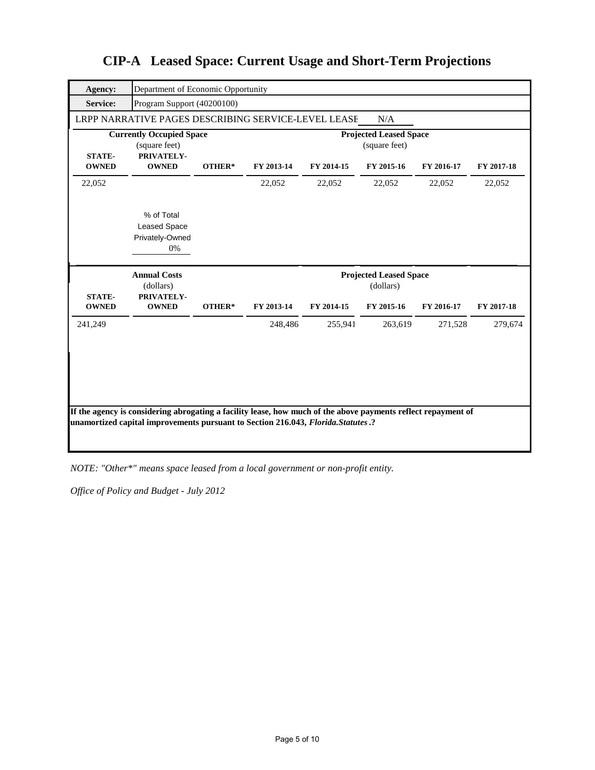# CIP-A Leased Space: Current Usage and Short-Term Projections

| **Agency:** | Department of Economic Opportunity |
|---|---|
| **Service:** | Program Support (40200100) |

LRPP NARRATIVE PAGES DESCRIBING SERVICE-LEVEL LEASE N/A

| **Currently Occupied Space** (square feet) | | | **Projected Leased Space** (square feet) | | | | |
|---|---|---|---|---|---|---|---|
| **STATE-OWNED** | **PRIVATELY-OWNED** | **OTHER*** | **FY 2013-14** | **FY 2014-15** | **FY 2015-16** | **FY 2016-17** | **FY 2017-18** |
| 22,052 | | | 22,052 | 22,052 | 22,052 | 22,052 | 22,052 |

% of Total Leased Space Privately-Owned
0%

| **Annual Costs** (dollars) | | | **Projected Leased Space** (dollars) | | | | |
|---|---|---|---|---|---|---|---|
| **STATE-OWNED** | **PRIVATELY-OWNED** | **OTHER*** | **FY 2013-14** | **FY 2014-15** | **FY 2015-16** | **FY 2016-17** | **FY 2017-18** |
| 241,249 | | | 248,486 | 255,941 | 263,619 | 271,528 | 279,674 |

**If the agency is considering abrogating a facility lease, how much of the above payments reflect repayment of unamortized capital improvements pursuant to Section 216.043, *Florida.Statutes*.?**

*NOTE: "Other*" means space leased from a local government or non-profit entity.*

*Office of Policy and Budget - July 2012*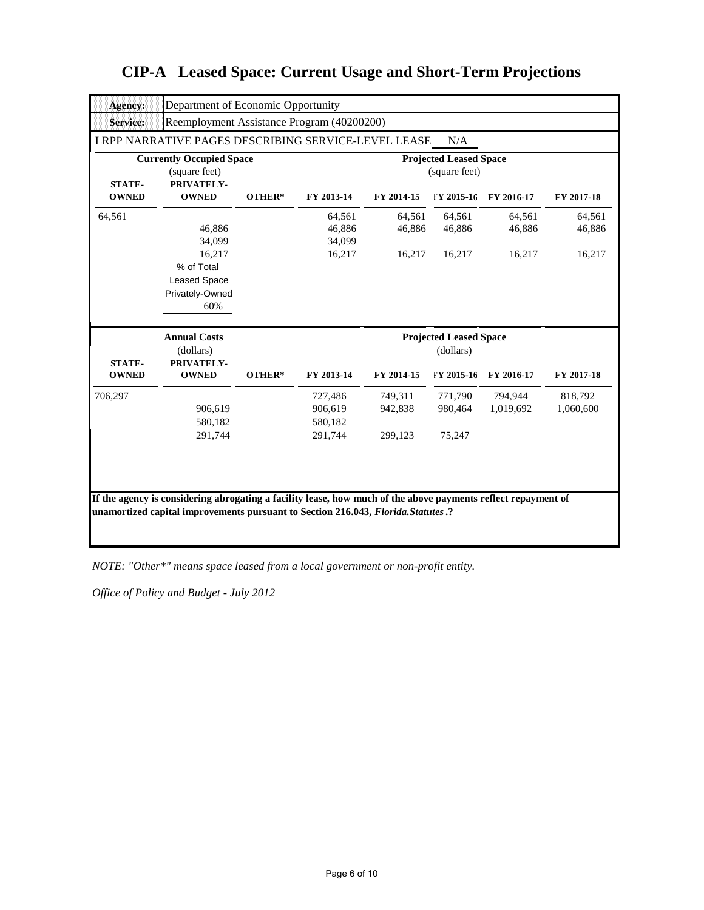# CIP-A Leased Space: Current Usage and Short-Term Projections

| | |
|---|---|
| **Agency:** | Department of Economic Opportunity |
| **Service:** | Reemployment Assistance Program (40200200) |

LRPP NARRATIVE PAGES DESCRIBING SERVICE-LEVEL LEASE N/A

| Currently Occupied Space (square feet) | | | Projected Leased Space (square feet) | | | | |
|---|---|---|---|---|---|---|---|
| **STATE-OWNED** | **PRIVATELY-OWNED** | **OTHER*** | **FY 2013-14** | **FY 2014-15** | **FY 2015-16** | **FY 2016-17** | **FY 2017-18** |
| 64,561 | | | 64,561 | 64,561 | 64,561 | 64,561 | 64,561 |
| | 46,886 | | 46,886 | 46,886 | 46,886 | 46,886 | 46,886 |
| | 34,099 | | 34,099 | | | | |
| | 16,217 | | 16,217 | 16,217 | 16,217 | 16,217 | 16,217 |
| | % of Total Leased Space Privately-Owned 60% | | | | | | |

| Annual Costs (dollars) | | | Projected Leased Space (dollars) | | | | |
|---|---|---|---|---|---|---|---|
| **STATE-OWNED** | **PRIVATELY-OWNED** | **OTHER*** | **FY 2013-14** | **FY 2014-15** | **FY 2015-16** | **FY 2016-17** | **FY 2017-18** |
| 706,297 | | | 727,486 | 749,311 | 771,790 | 794,944 | 818,792 |
| | 906,619 | | 906,619 | 942,838 | 980,464 | 1,019,692 | 1,060,600 |
| | 580,182 | | 580,182 | | | | |
| | 291,744 | | 291,744 | 299,123 | 75,247 | | |

**If the agency is considering abrogating a facility lease, how much of the above payments reflect repayment of unamortized capital improvements pursuant to Section 216.043, *Florida.Statutes*.?**

*NOTE: "Other*" means space leased from a local government or non-profit entity.*

*Office of Policy and Budget - July 2012*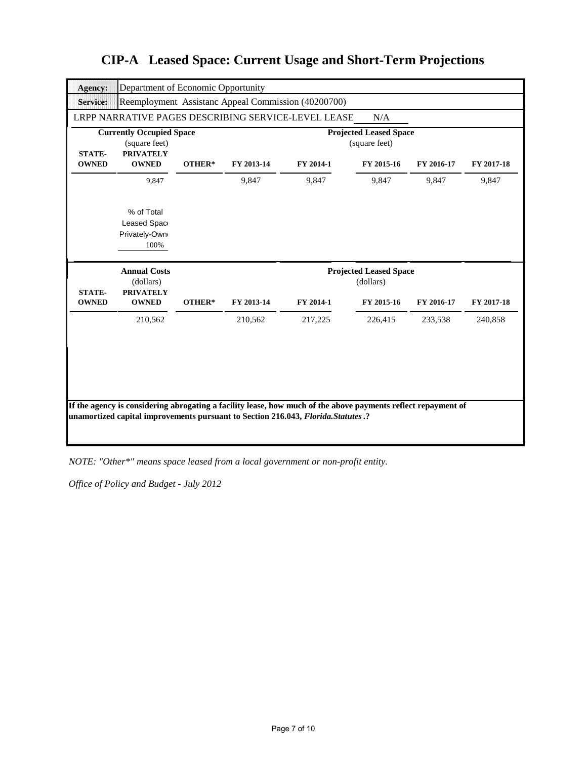# CIP-A Leased Space: Current Usage and Short-Term Projections

| **Agency:** | Department of Economic Opportunity |
|---|---|
| **Service:** | Reemployment Assistanc Appeal Commission (40200700) |

LRPP NARRATIVE PAGES DESCRIBING SERVICE-LEVEL LEASE N/A

| **Currently Occupied Space** (square feet) | | | **Projected Leased Space** (square feet) | | | | |
|---|---|---|---|---|---|---|---|
| **STATE-OWNED** | **PRIVATELY OWNED** | **OTHER*** | **FY 2013-14** | **FY 2014-1** | **FY 2015-16** | **FY 2016-17** | **FY 2017-18** |
| | 9,847 | | 9,847 | 9,847 | 9,847 | 9,847 | 9,847 |
| | % of Total Leased Spac Privately-Own 100% | | | | | | |

| **Annual Costs** (dollars) | | | **Projected Leased Space** (dollars) | | | | |
|---|---|---|---|---|---|---|---|
| **STATE-OWNED** | **PRIVATELY OWNED** | **OTHER*** | **FY 2013-14** | **FY 2014-1** | **FY 2015-16** | **FY 2016-17** | **FY 2017-18** |
| | 210,562 | | 210,562 | 217,225 | 226,415 | 233,538 | 240,858 |

**If the agency is considering abrogating a facility lease, how much of the above payments reflect repayment of unamortized capital improvements pursuant to Section 216.043, *Florida.Statutes*.?**

*NOTE: "Other*" means space leased from a local government or non-profit entity.*

*Office of Policy and Budget - July 2012*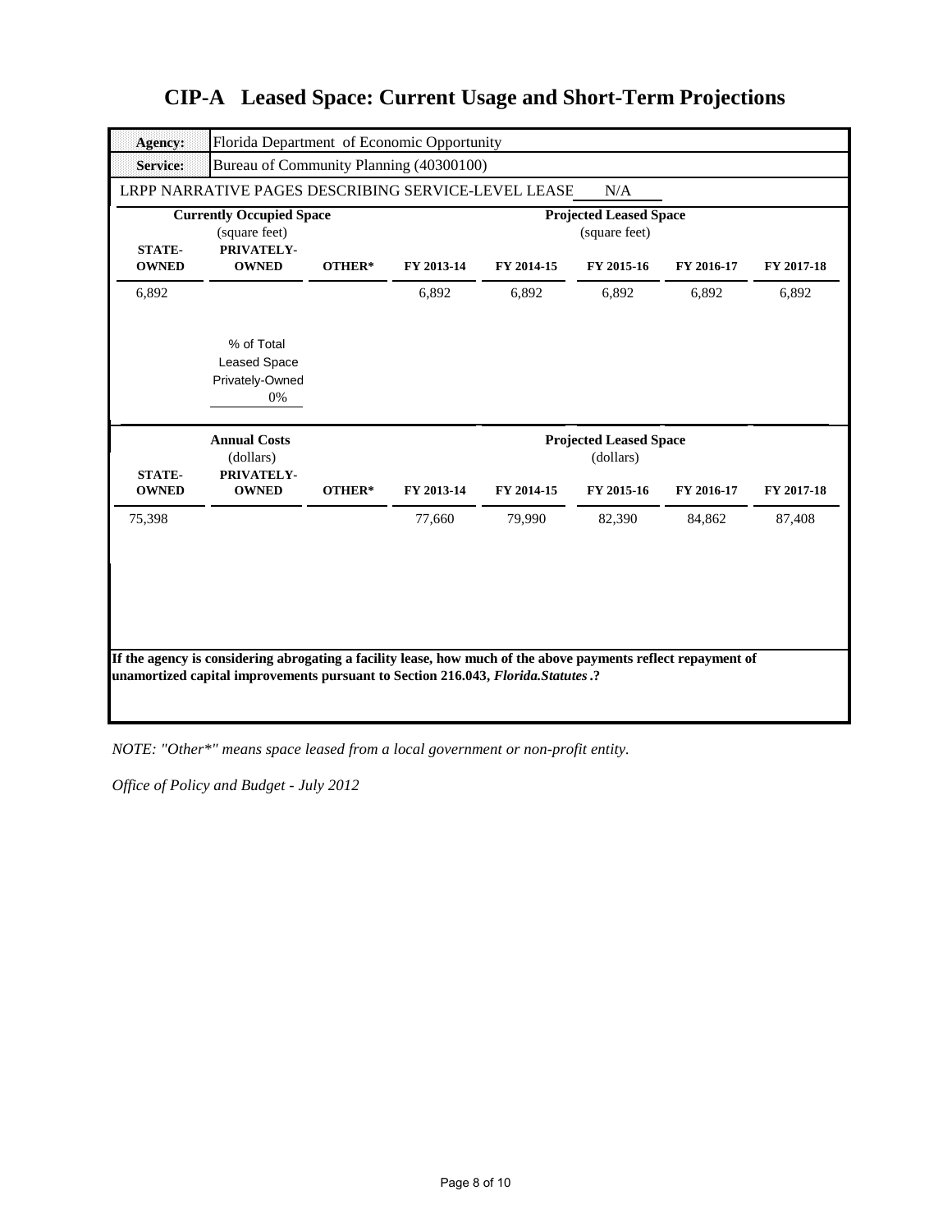# CIP-A Leased Space: Current Usage and Short-Term Projections

| **Agency:** | Florida Department of Economic Opportunity |
|---|---|
| **Service:** | Bureau of Community Planning (40300100) |

LRPP NARRATIVE PAGES DESCRIBING SERVICE-LEVEL LEASE N/A

| **Currently Occupied Space** (square feet) | | | **Projected Leased Space** (square feet) | | | | |
|---|---|---|---|---|---|---|---|
| **STATE-OWNED** | **PRIVATELY-OWNED** | **OTHER*** | **FY 2013-14** | **FY 2014-15** | **FY 2015-16** | **FY 2016-17** | **FY 2017-18** |
| 6,892 | | | 6,892 | 6,892 | 6,892 | 6,892 | 6,892 |

% of Total Leased Space Privately-Owned: 0%

| **Annual Costs** (dollars) | | | **Projected Leased Space** (dollars) | | | | |
|---|---|---|---|---|---|---|---|
| **STATE-OWNED** | **PRIVATELY-OWNED** | **OTHER*** | **FY 2013-14** | **FY 2014-15** | **FY 2015-16** | **FY 2016-17** | **FY 2017-18** |
| 75,398 | | | 77,660 | 79,990 | 82,390 | 84,862 | 87,408 |

**If the agency is considering abrogating a facility lease, how much of the above payments reflect repayment of unamortized capital improvements pursuant to Section 216.043, *Florida.Statutes*.?**

*NOTE: "Other*" means space leased from a local government or non-profit entity.*

*Office of Policy and Budget - July 2012*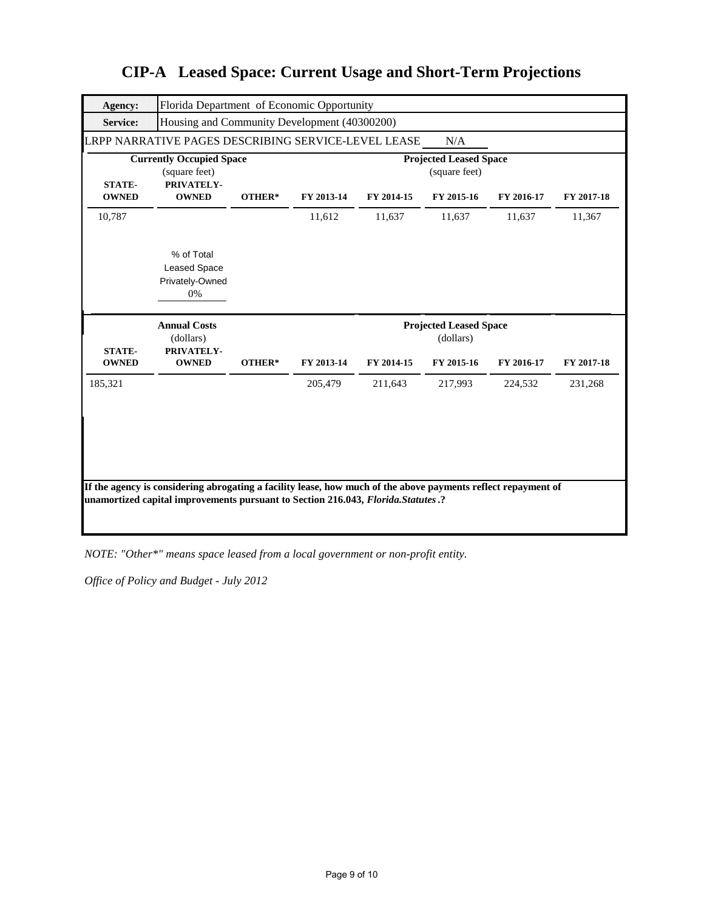# CIP-A Leased Space: Current Usage and Short-Term Projections

| **Agency:** | Florida Department of Economic Opportunity |
|---|---|
| **Service:** | Housing and Community Development (40300200) |

LRPP NARRATIVE PAGES DESCRIBING SERVICE-LEVEL LEASE N/A

| **Currently Occupied Space** (square feet) | | | **Projected Leased Space** (square feet) | | | | |
|---|---|---|---|---|---|---|---|
| **STATE-OWNED** | **PRIVATELY-OWNED** | **OTHER*** | **FY 2013-14** | **FY 2014-15** | **FY 2015-16** | **FY 2016-17** | **FY 2017-18** |
| 10,787 | | | 11,612 | 11,637 | 11,637 | 11,637 | 11,367 |

% of Total Leased Space Privately-Owned: 0%

| **Annual Costs** (dollars) | | | **Projected Leased Space** (dollars) | | | | |
|---|---|---|---|---|---|---|---|
| **STATE-OWNED** | **PRIVATELY-OWNED** | **OTHER*** | **FY 2013-14** | **FY 2014-15** | **FY 2015-16** | **FY 2016-17** | **FY 2017-18** |
| 185,321 | | | 205,479 | 211,643 | 217,993 | 224,532 | 231,268 |

**If the agency is considering abrogating a facility lease, how much of the above payments reflect repayment of unamortized capital improvements pursuant to Section 216.043, *Florida.Statutes*.?**

*NOTE: "Other*" means space leased from a local government or non-profit entity.*

*Office of Policy and Budget - July 2012*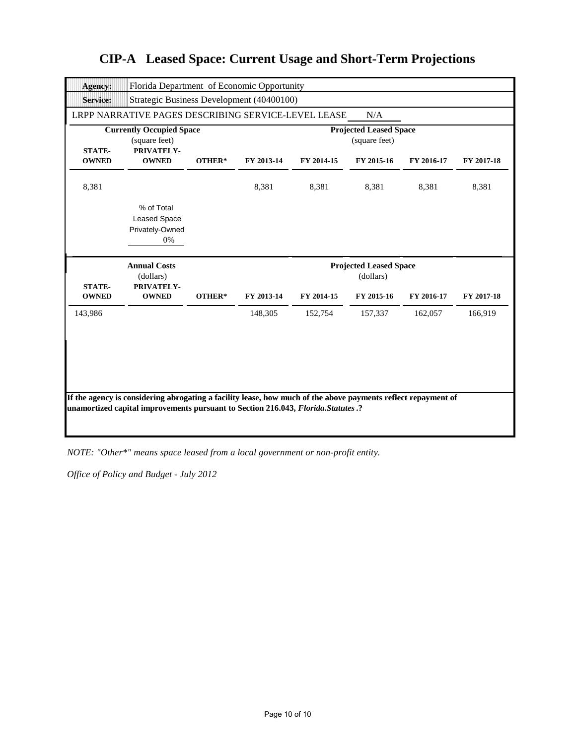# CIP-A Leased Space: Current Usage and Short-Term Projections

| | |
|---|---|
| **Agency:** | Florida Department of Economic Opportunity |
| **Service:** | Strategic Business Development (40400100) |

LRPP NARRATIVE PAGES DESCRIBING SERVICE-LEVEL LEASE N/A

| Currently Occupied Space (square feet) | | | Projected Leased Space (square feet) | | | | |
|---|---|---|---|---|---|---|---|
| **STATE-OWNED** | **PRIVATELY-OWNED** | **OTHER*** | **FY 2013-14** | **FY 2014-15** | **FY 2015-16** | **FY 2016-17** | **FY 2017-18** |
| 8,381 | | | 8,381 | 8,381 | 8,381 | 8,381 | 8,381 |
| | % of Total Leased Space Privately-Owned 0% | | | | | | |

| Annual Costs (dollars) | | | Projected Leased Space (dollars) | | | | |
|---|---|---|---|---|---|---|---|
| **STATE-OWNED** | **PRIVATELY-OWNED** | **OTHER*** | **FY 2013-14** | **FY 2014-15** | **FY 2015-16** | **FY 2016-17** | **FY 2017-18** |
| 143,986 | | | 148,305 | 152,754 | 157,337 | 162,057 | 166,919 |

**If the agency is considering abrogating a facility lease, how much of the above payments reflect repayment of unamortized capital improvements pursuant to Section 216.043, *Florida.Statutes*.?**

*NOTE: "Other*" means space leased from a local government or non-profit entity.*

*Office of Policy and Budget - July 2012*